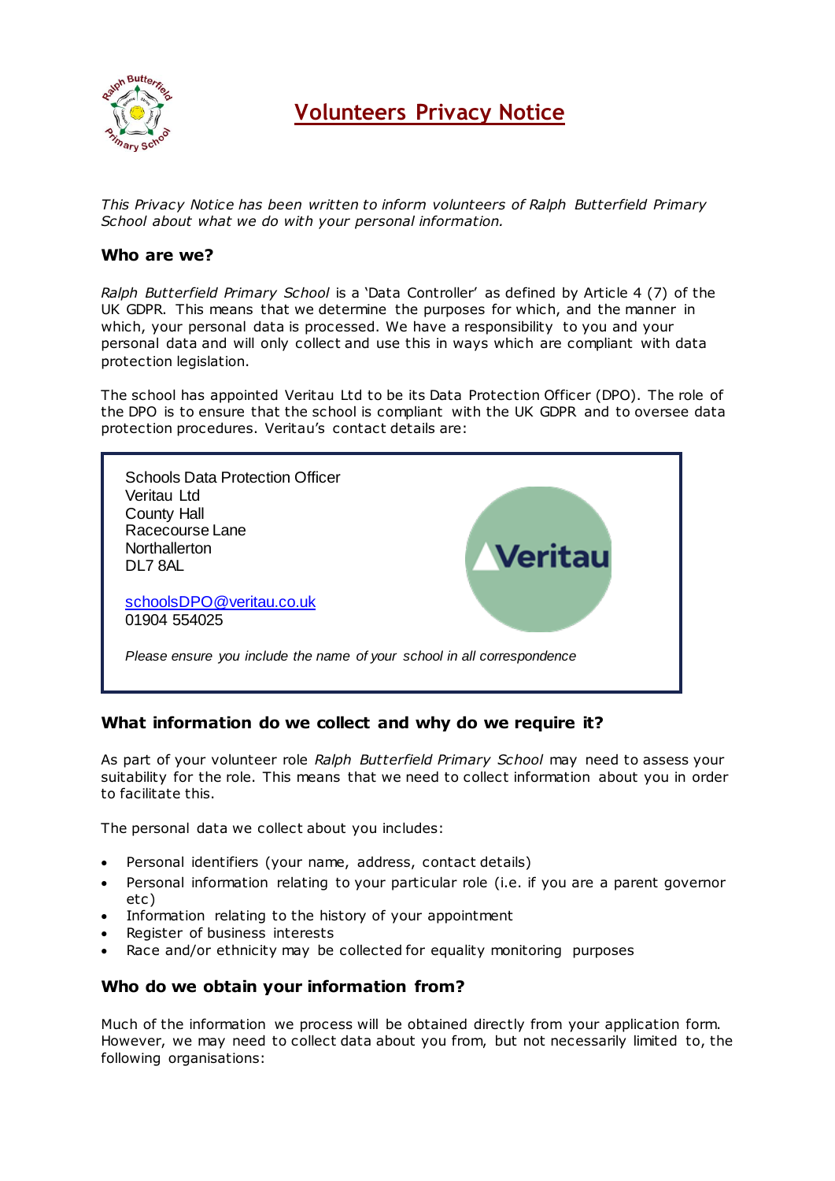# Volunteers Privacy Notice

*This Privacy Notice has been written to inform volunteers of Ralph Butterfield Primary School about what we do with your personal information.*

## Who are we?

*Ralph Butterfield Primary School* is a 'Data Controller' as defined by Article 4 (7) of the UK GDPR. This means that we determine the purposes for which, and the manner in which, your personal data is processed. We have a responsibility to you and your personal data and will only collect and use this in ways which are compliant with data protection legislation.

The school has appointed Veritau Ltd to be its Data Protection Officer (DPO). The role of the DPO is to ensure that the school is compliant with the UK GDPR and to oversee data protection procedures. Veritau's contact details are:

Schools Data Protection Officer
Veritau Ltd
County Hall
Racecourse Lane
Northallerton
DL7 8AL

schoolsDPO@veritau.co.uk
01904 554025

*Please ensure you include the name of your school in all correspondence*

## What information do we collect and why do we require it?

As part of your volunteer role *Ralph Butterfield Primary School* may need to assess your suitability for the role. This means that we need to collect information about you in order to facilitate this.

The personal data we collect about you includes:

- Personal identifiers (your name, address, contact details)
- Personal information relating to your particular role (i.e. if you are a parent governor etc)
- Information relating to the history of your appointment
- Register of business interests
- Race and/or ethnicity may be collected for equality monitoring purposes

## Who do we obtain your information from?

Much of the information we process will be obtained directly from your application form. However, we may need to collect data about you from, but not necessarily limited to, the following organisations: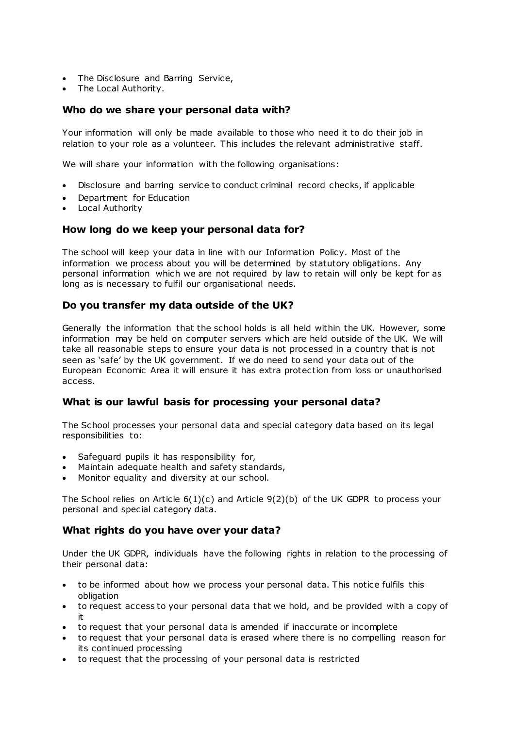- The Disclosure and Barring Service,
- The Local Authority.

## Who do we share your personal data with?

Your information will only be made available to those who need it to do their job in relation to your role as a volunteer. This includes the relevant administrative staff.

We will share your information with the following organisations:

- Disclosure and barring service to conduct criminal record checks, if applicable
- Department for Education
- Local Authority

## How long do we keep your personal data for?

The school will keep your data in line with our Information Policy. Most of the information we process about you will be determined by statutory obligations. Any personal information which we are not required by law to retain will only be kept for as long as is necessary to fulfil our organisational needs.

## Do you transfer my data outside of the UK?

Generally the information that the school holds is all held within the UK. However, some information may be held on computer servers which are held outside of the UK. We will take all reasonable steps to ensure your data is not processed in a country that is not seen as 'safe' by the UK government. If we do need to send your data out of the European Economic Area it will ensure it has extra protection from loss or unauthorised access.

## What is our lawful basis for processing your personal data?

The School processes your personal data and special category data based on its legal responsibilities to:

- Safeguard pupils it has responsibility for,
- Maintain adequate health and safety standards,
- Monitor equality and diversity at our school.

The School relies on Article 6(1)(c) and Article 9(2)(b) of the UK GDPR to process your personal and special category data.

## What rights do you have over your data?

Under the UK GDPR, individuals have the following rights in relation to the processing of their personal data:

- to be informed about how we process your personal data. This notice fulfils this obligation
- to request access to your personal data that we hold, and be provided with a copy of it
- to request that your personal data is amended if inaccurate or incomplete
- to request that your personal data is erased where there is no compelling reason for its continued processing
- to request that the processing of your personal data is restricted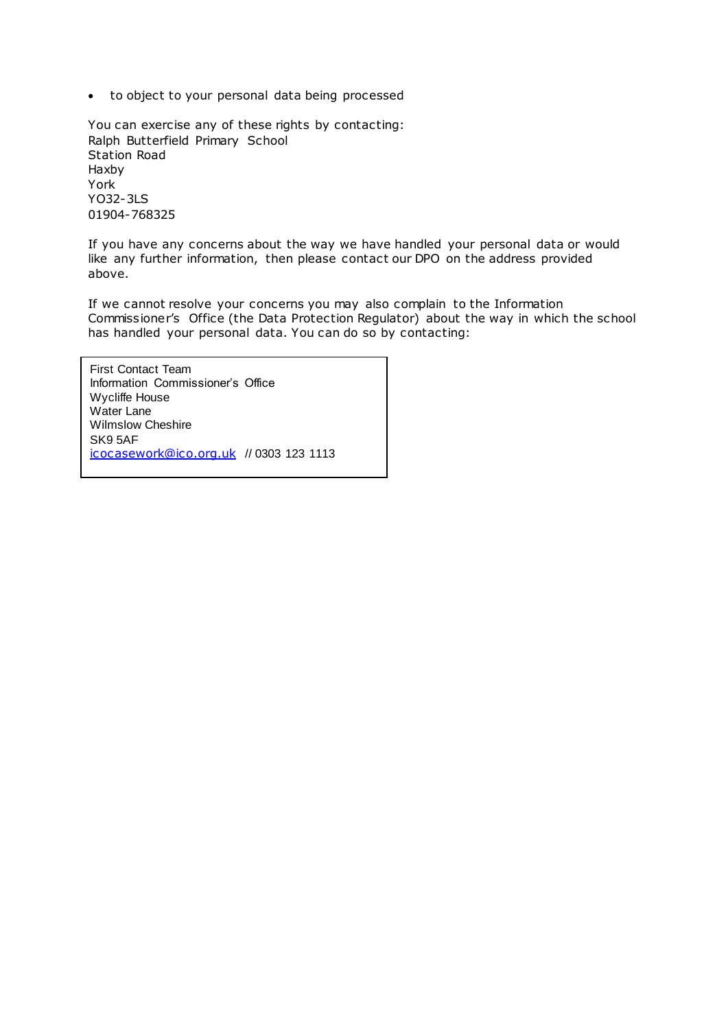- to object to your personal data being processed

You can exercise any of these rights by contacting:
Ralph Butterfield Primary School
Station Road
Haxby
York
YO32-3LS
01904-768325

If you have any concerns about the way we have handled your personal data or would like any further information, then please contact our DPO on the address provided above.

If we cannot resolve your concerns you may also complain to the Information Commissioner's Office (the Data Protection Regulator) about the way in which the school has handled your personal data. You can do so by contacting:

First Contact Team
Information Commissioner's Office
Wycliffe House
Water Lane
Wilmslow Cheshire
SK9 5AF
icocasework@ico.org.uk // 0303 123 1113